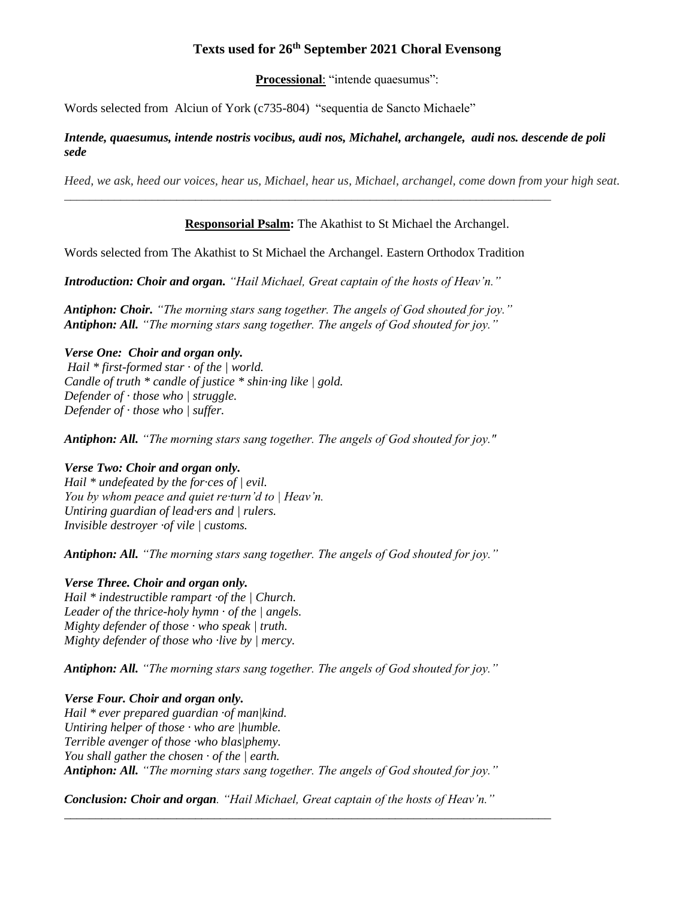# Texts used for 26th September 2021 Choral Evensong

**Processional**: "intende quaesumus":

Words selected from Alciun of York (c735-804) "sequentia de Sancto Michaele"

***Intende, quaesumus, intende nostris vocibus, audi nos, Michahel, archangele, audi nos. descende de poli sede***

*Heed, we ask, heed our voices, hear us, Michael, hear us, Michael, archangel, come down from your high seat.*

---

**Responsorial Psalm:** The Akathist to St Michael the Archangel.

Words selected from The Akathist to St Michael the Archangel. Eastern Orthodox Tradition

***Introduction: Choir and organ.*** *"Hail Michael, Great captain of the hosts of Heav'n."*

***Antiphon: Choir.*** *"The morning stars sang together. The angels of God shouted for joy."*
***Antiphon: All.*** *"The morning stars sang together. The angels of God shouted for joy."*

***Verse One: Choir and organ only.***
*Hail * first-formed star · of the | world.*
*Candle of truth * candle of justice * shin·ing like | gold.*
*Defender of · those who | struggle.*
*Defender of · those who | suffer.*

***Antiphon: All.*** *"The morning stars sang together. The angels of God shouted for joy."*

***Verse Two: Choir and organ only.***
*Hail * undefeated by the for·ces of | evil.*
*You by whom peace and quiet re·turn'd to | Heav'n.*
*Untiring guardian of lead·ers and | rulers.*
*Invisible destroyer ·of vile | customs.*

***Antiphon: All.*** *"The morning stars sang together. The angels of God shouted for joy."*

***Verse Three. Choir and organ only.***
*Hail * indestructible rampart ·of the | Church.*
*Leader of the thrice-holy hymn · of the | angels.*
*Mighty defender of those · who speak | truth.*
*Mighty defender of those who ·live by | mercy.*

***Antiphon: All.*** *"The morning stars sang together. The angels of God shouted for joy."*

***Verse Four. Choir and organ only.***
*Hail * ever prepared guardian ·of man|kind.*
*Untiring helper of those · who are |humble.*
*Terrible avenger of those ·who blas|phemy.*
*You shall gather the chosen · of the | earth.*
***Antiphon: All.*** *"The morning stars sang together. The angels of God shouted for joy."*

***Conclusion: Choir and organ.*** *"Hail Michael, Great captain of the hosts of Heav'n."*

---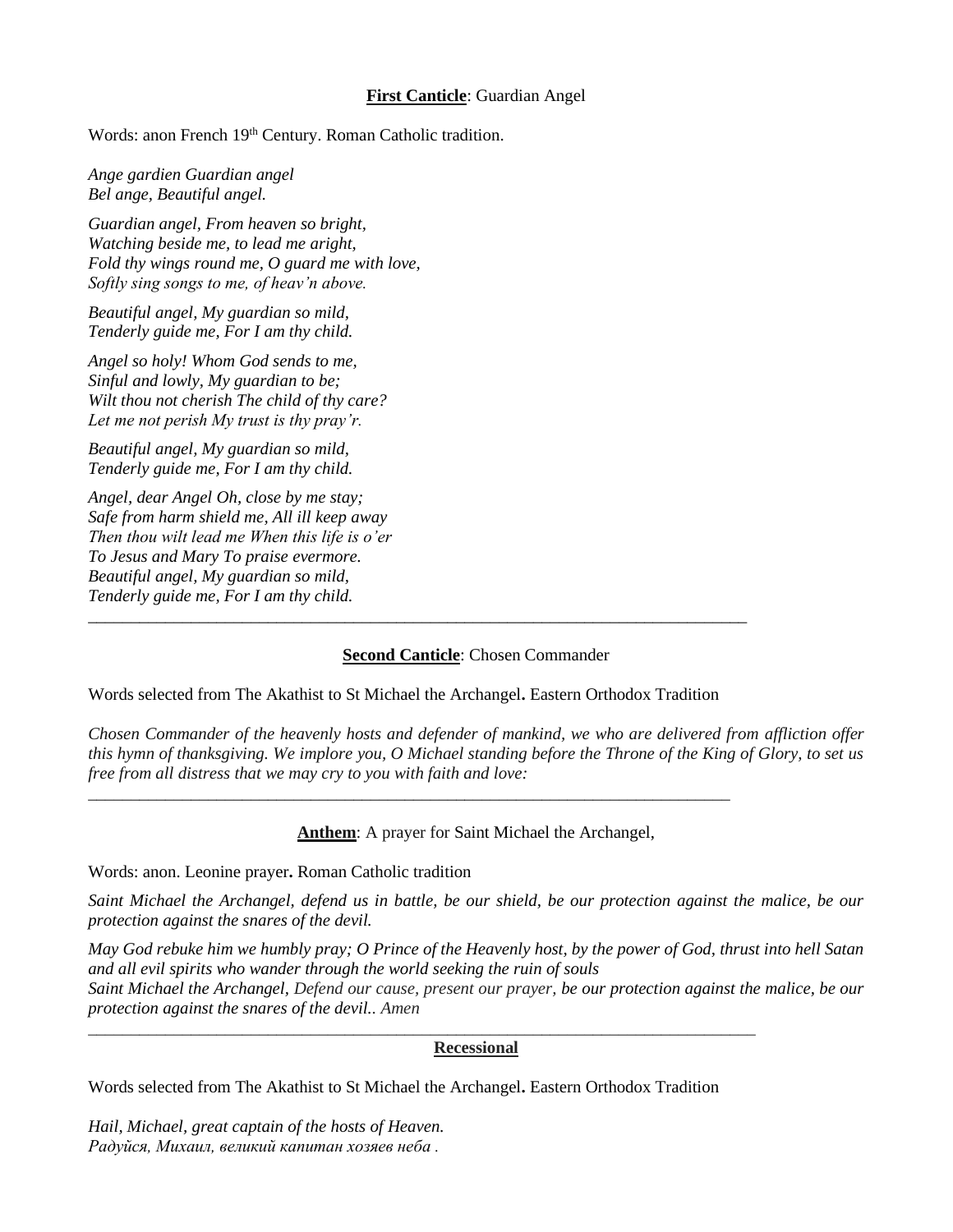**First Canticle**: Guardian Angel

Words: anon French 19th Century. Roman Catholic tradition.

*Ange gardien Guardian angel*
*Bel ange, Beautiful angel.*

*Guardian angel, From heaven so bright,*
*Watching beside me, to lead me aright,*
*Fold thy wings round me, O guard me with love,*
*Softly sing songs to me, of heav'n above.*

*Beautiful angel, My guardian so mild,*
*Tenderly guide me, For I am thy child.*

*Angel so holy! Whom God sends to me,*
*Sinful and lowly, My guardian to be;*
*Wilt thou not cherish The child of thy care?*
*Let me not perish My trust is thy pray'r.*

*Beautiful angel, My guardian so mild,*
*Tenderly guide me, For I am thy child.*

*Angel, dear Angel Oh, close by me stay;*
*Safe from harm shield me, All ill keep away*
*Then thou wilt lead me When this life is o'er*
*To Jesus and Mary To praise evermore.*
*Beautiful angel, My guardian so mild,*
*Tenderly guide me, For I am thy child.*

---

**Second Canticle**: Chosen Commander

Words selected from The Akathist to St Michael the Archangel**.** Eastern Orthodox Tradition

*Chosen Commander of the heavenly hosts and defender of mankind, we who are delivered from affliction offer this hymn of thanksgiving. We implore you, O Michael standing before the Throne of the King of Glory, to set us free from all distress that we may cry to you with faith and love:*

---

**Anthem**: A prayer for Saint Michael the Archangel,

Words: anon. Leonine prayer**.** Roman Catholic tradition

*Saint Michael the Archangel, defend us in battle, be our shield, be our protection against the malice, be our protection against the snares of the devil.*

*May God rebuke him we humbly pray; O Prince of the Heavenly host, by the power of God, thrust into hell Satan and all evil spirits who wander through the world seeking the ruin of souls*
*Saint Michael the Archangel, Defend our cause, present our prayer, be our protection against the malice, be our protection against the snares of the devil.. Amen*

---

**Recessional**

Words selected from The Akathist to St Michael the Archangel**.** Eastern Orthodox Tradition

*Hail, Michael, great captain of the hosts of Heaven.*
*Радуйся, Михаил, великий капитан хозяев неба .*